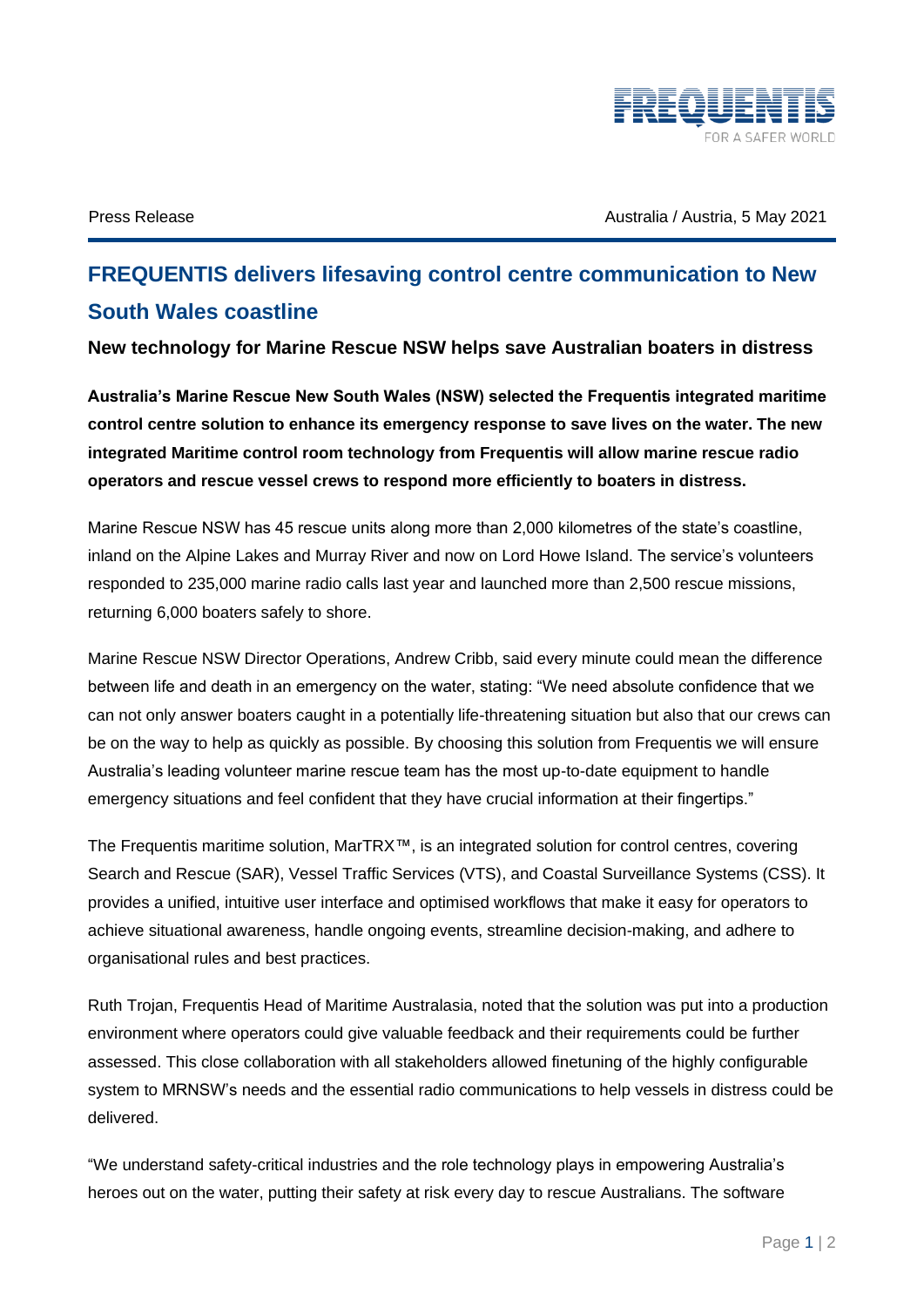Press Release

Australia / Austria, 5 May 2021

# FREQUENTIS delivers lifesaving control centre communication to New South Wales coastline

**New technology for Marine Rescue NSW helps save Australian boaters in distress**

**Australia's Marine Rescue New South Wales (NSW) selected the Frequentis integrated maritime control centre solution to enhance its emergency response to save lives on the water. The new integrated Maritime control room technology from Frequentis will allow marine rescue radio operators and rescue vessel crews to respond more efficiently to boaters in distress.**

Marine Rescue NSW has 45 rescue units along more than 2,000 kilometres of the state's coastline, inland on the Alpine Lakes and Murray River and now on Lord Howe Island. The service's volunteers responded to 235,000 marine radio calls last year and launched more than 2,500 rescue missions, returning 6,000 boaters safely to shore.

Marine Rescue NSW Director Operations, Andrew Cribb, said every minute could mean the difference between life and death in an emergency on the water, stating: "We need absolute confidence that we can not only answer boaters caught in a potentially life-threatening situation but also that our crews can be on the way to help as quickly as possible. By choosing this solution from Frequentis we will ensure Australia's leading volunteer marine rescue team has the most up-to-date equipment to handle emergency situations and feel confident that they have crucial information at their fingertips."

The Frequentis maritime solution, MarTRX™, is an integrated solution for control centres, covering Search and Rescue (SAR), Vessel Traffic Services (VTS), and Coastal Surveillance Systems (CSS). It provides a unified, intuitive user interface and optimised workflows that make it easy for operators to achieve situational awareness, handle ongoing events, streamline decision-making, and adhere to organisational rules and best practices.

Ruth Trojan, Frequentis Head of Maritime Australasia, noted that the solution was put into a production environment where operators could give valuable feedback and their requirements could be further assessed. This close collaboration with all stakeholders allowed finetuning of the highly configurable system to MRNSW's needs and the essential radio communications to help vessels in distress could be delivered.

"We understand safety-critical industries and the role technology plays in empowering Australia's heroes out on the water, putting their safety at risk every day to rescue Australians. The software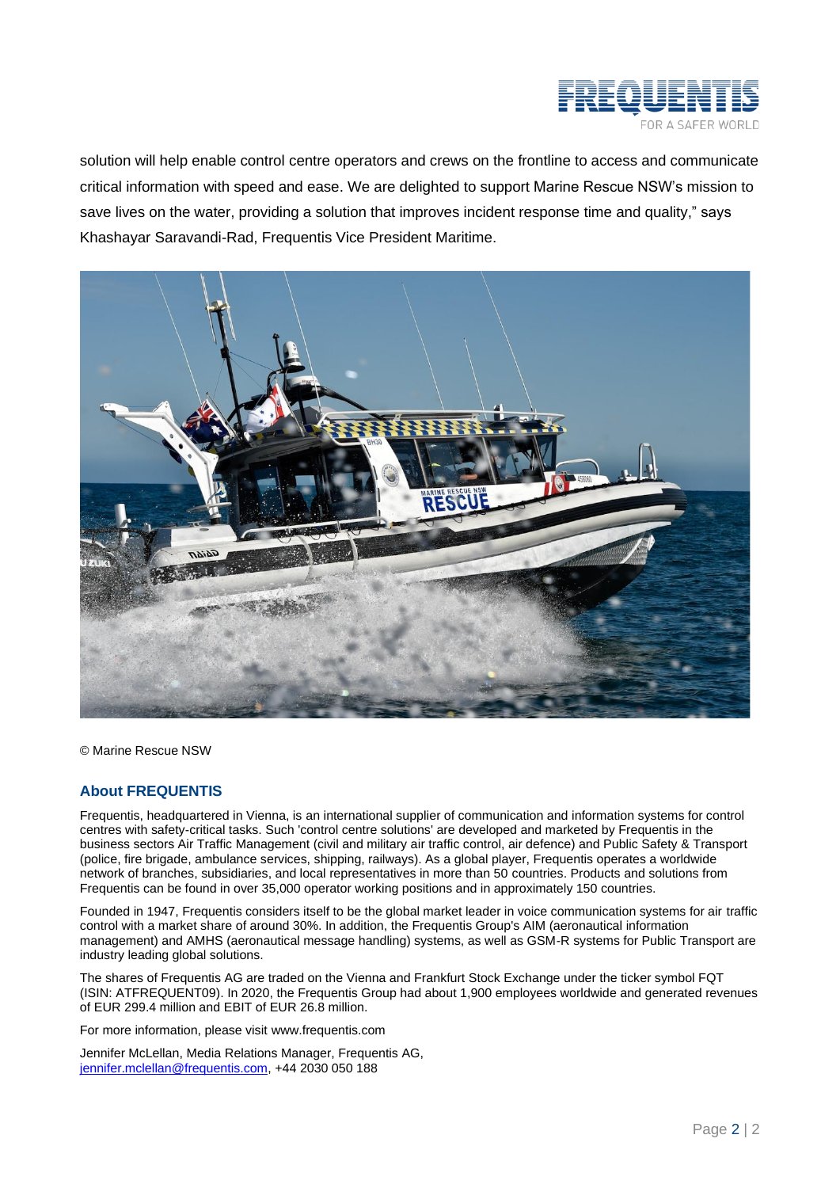solution will help enable control centre operators and crews on the frontline to access and communicate critical information with speed and ease. We are delighted to support Marine Rescue NSW's mission to save lives on the water, providing a solution that improves incident response time and quality," says Khashayar Saravandi-Rad, Frequentis Vice President Maritime.

© Marine Rescue NSW

## About FREQUENTIS

Frequentis, headquartered in Vienna, is an international supplier of communication and information systems for control centres with safety-critical tasks. Such 'control centre solutions' are developed and marketed by Frequentis in the business sectors Air Traffic Management (civil and military air traffic control, air defence) and Public Safety & Transport (police, fire brigade, ambulance services, shipping, railways). As a global player, Frequentis operates a worldwide network of branches, subsidiaries, and local representatives in more than 50 countries. Products and solutions from Frequentis can be found in over 35,000 operator working positions and in approximately 150 countries.

Founded in 1947, Frequentis considers itself to be the global market leader in voice communication systems for air traffic control with a market share of around 30%. In addition, the Frequentis Group's AIM (aeronautical information management) and AMHS (aeronautical message handling) systems, as well as GSM-R systems for Public Transport are industry leading global solutions.

The shares of Frequentis AG are traded on the Vienna and Frankfurt Stock Exchange under the ticker symbol FQT (ISIN: ATFREQUENT09). In 2020, the Frequentis Group had about 1,900 employees worldwide and generated revenues of EUR 299.4 million and EBIT of EUR 26.8 million.

For more information, please visit www.frequentis.com

Jennifer McLellan, Media Relations Manager, Frequentis AG,
jennifer.mclellan@frequentis.com, +44 2030 050 188